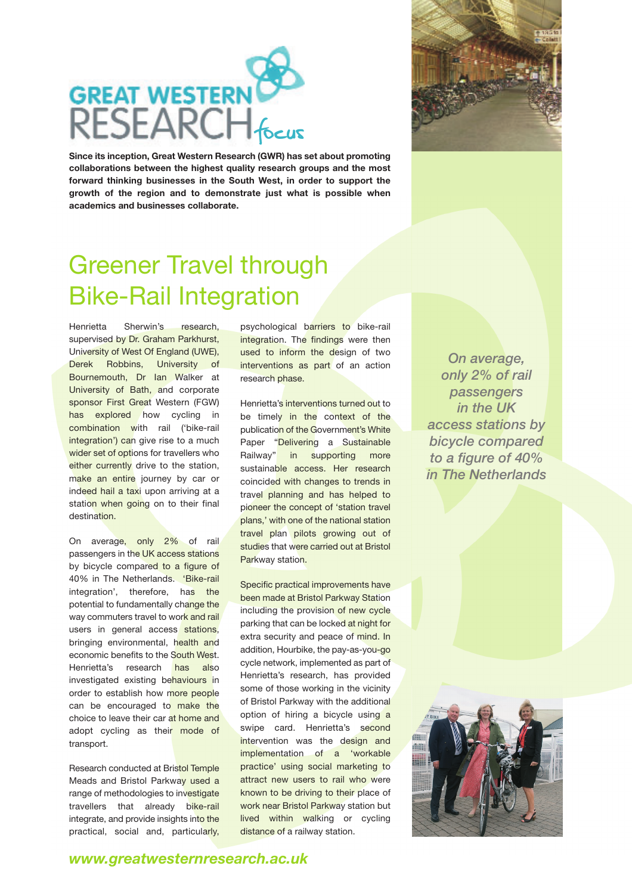# GREAT WESTERN RESEARCH focus

**Since its inception, Great Western Research (GWR) has set about promoting collaborations between the highest quality research groups and the most forward thinking businesses in the South West, in order to support the growth of the region and to demonstrate just what is possible when academics and businesses collaborate.**

## Greener Travel through Bike-Rail Integration

Henrietta Sherwin's research, supervised by Dr. Graham Parkhurst, University of West Of England (UWE), Derek Robbins, University of Bournemouth, Dr Ian Walker at University of Bath, and corporate sponsor First Great Western (FGW) has explored how cycling in combination with rail ('bike-rail integration') can give rise to a much wider set of options for travellers who either currently drive to the station, make an entire journey by car or indeed hail a taxi upon arriving at a station when going on to their final destination.

On average, only 2% of rail passengers in the UK access stations by bicycle compared to a figure of 40% in The Netherlands. 'Bike-rail integration', therefore, has the potential to fundamentally change the way commuters travel to work and rail users in general access stations, bringing environmental, health and economic benefits to the South West. Henrietta's research has also investigated existing behaviours in order to establish how more people can be encouraged to make the choice to leave their car at home and adopt cycling as their mode of transport.

Research conducted at Bristol Temple Meads and Bristol Parkway used a range of methodologies to investigate travellers that already bike-rail integrate, and provide insights into the practical, social and, particularly, psychological barriers to bike-rail integration. The findings were then used to inform the design of two interventions as part of an action research phase.

Henrietta's interventions turned out to be timely in the context of the publication of the Government's White Paper "Delivering a Sustainable Railway" in supporting more sustainable access. Her research coincided with changes to trends in travel planning and has helped to pioneer the concept of 'station travel plans,' with one of the national station travel plan pilots growing out of studies that were carried out at Bristol Parkway station.

Specific practical improvements have been made at Bristol Parkway Station including the provision of new cycle parking that can be locked at night for extra security and peace of mind. In addition, Hourbike, the pay-as-you-go cycle network, implemented as part of Henrietta's research, has provided some of those working in the vicinity of Bristol Parkway with the additional option of hiring a bicycle using a swipe card. Henrietta's second intervention was the design and implementation of a 'workable practice' using social marketing to attract new users to rail who were known to be driving to their place of work near Bristol Parkway station but lived within walking or cycling distance of a railway station.

*On average, only 2% of rail passengers in the UK access stations by bicycle compared to a figure of 40% in The Netherlands*

**www.greatwesternresearch.ac.uk**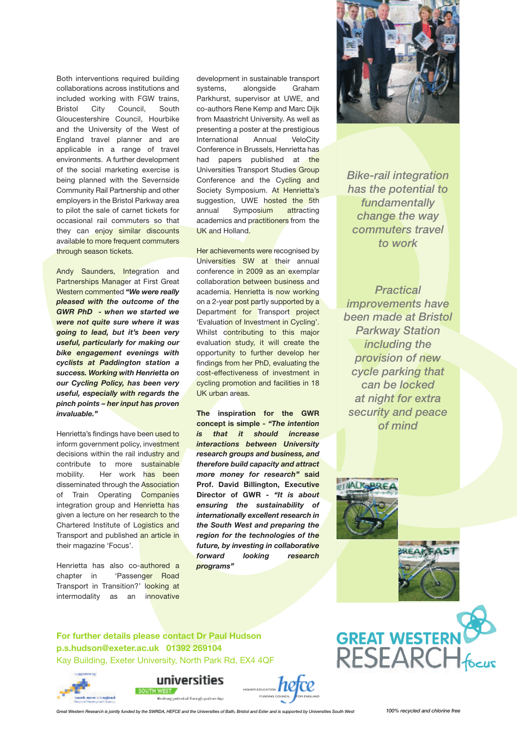Both interventions required building collaborations across institutions and included working with FGW trains, Bristol City Council, South Gloucestershire Council, Hourbike and the University of the West of England travel planner and are applicable in a range of travel environments. A further development of the social marketing exercise is being planned with the Severnside Community Rail Partnership and other employers in the Bristol Parkway area to pilot the sale of carnet tickets for occasional rail commuters so that they can enjoy similar discounts available to more frequent commuters through season tickets.

Andy Saunders, Integration and Partnerships Manager at First Great Western commented ***"We were really pleased with the outcome of the GWR PhD - when we started we were not quite sure where it was going to lead, but it's been very useful, particularly for making our bike engagement evenings with cyclists at Paddington station a success. Working with Henrietta on our Cycling Policy, has been very useful, especially with regards the pinch points – her input has proven invaluable."***

Henrietta's findings have been used to inform government policy, investment decisions within the rail industry and contribute to more sustainable mobility. Her work has been disseminated through the Association of Train Operating Companies integration group and Henrietta has given a lecture on her research to the Chartered Institute of Logistics and Transport and published an article in their magazine 'Focus'.

Henrietta has also co-authored a chapter in 'Passenger Road Transport in Transition?' looking at intermodality as an innovative development in sustainable transport systems, alongside Graham Parkhurst, supervisor at UWE, and co-authors Rene Kemp and Marc Dijk from Maastricht University. As well as presenting a poster at the prestigious International Annual VeloCity Conference in Brussels, Henrietta has had papers published at the Universities Transport Studies Group Conference and the Cycling and Society Symposium. At Henrietta's suggestion, UWE hosted the 5th annual Symposium attracting academics and practitioners from the UK and Holland.

Her achievements were recognised by Universities SW at their annual conference in 2009 as an exemplar collaboration between business and academia. Henrietta is now working on a 2-year post partly supported by a Department for Transport project 'Evaluation of Investment in Cycling'. Whilst contributing to this major evaluation study, it will create the opportunity to further develop her findings from her PhD, evaluating the cost-effectiveness of investment in cycling promotion and facilities in 18 UK urban areas.

**The inspiration for the GWR concept is simple -** ***"The intention is that it should increase interactions between University research groups and business, and therefore build capacity and attract more money for research"*** **said Prof. David Billington, Executive Director of GWR -** ***"It is about ensuring the sustainability of internationally excellent research in the South West and preparing the region for the technologies of the future, by investing in collaborative forward looking research programs"***

*Bike-rail integration has the potential to fundamentally change the way commuters travel to work*

*Practical improvements have been made at Bristol Parkway Station including the provision of new cycle parking that can be locked at night for extra security and peace of mind*

**For further details please contact Dr Paul Hudson**
**p.s.hudson@exeter.ac.uk 01392 269104**
Kay Building, Exeter University, North Park Rd, EX4 4QF

GREAT WESTERN RESEARCH focus

*Great Western Research is jointly funded by the SWRDA, HEFCE and the Universities of Bath, Bristol and Exeter and is supported by Universities South West*

*100% recycled and chlorine free*